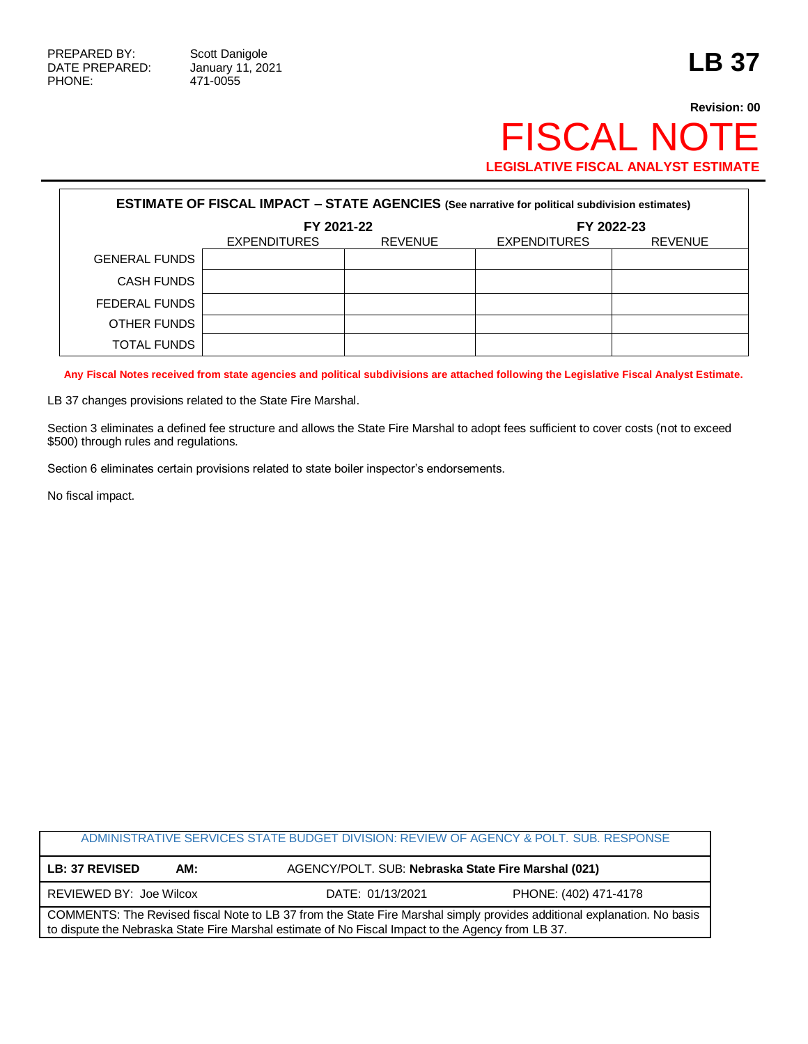PREPARED BY: Scott Danigole
DATE PREPARED: January 11, 2021
PHONE: 471-0055

# LB 37

**Revision: 00**

# FISCAL NOTE

**LEGISLATIVE FISCAL ANALYST ESTIMATE**

| **ESTIMATE OF FISCAL IMPACT – STATE AGENCIES** (See narrative for political subdivision estimates) | | | | |
|---|---|---|---|---|
| | **FY 2021-22** | | **FY 2022-23** | |
| | EXPENDITURES | REVENUE | EXPENDITURES | REVENUE |
| GENERAL FUNDS | | | | |
| CASH FUNDS | | | | |
| FEDERAL FUNDS | | | | |
| OTHER FUNDS | | | | |
| TOTAL FUNDS | | | | |

**Any Fiscal Notes received from state agencies and political subdivisions are attached following the Legislative Fiscal Analyst Estimate.**

LB 37 changes provisions related to the State Fire Marshal.

Section 3 eliminates a defined fee structure and allows the State Fire Marshal to adopt fees sufficient to cover costs (not to exceed $500) through rules and regulations.

Section 6 eliminates certain provisions related to state boiler inspector's endorsements.

No fiscal impact.

| ADMINISTRATIVE SERVICES STATE BUDGET DIVISION: REVIEW OF AGENCY & POLT. SUB. RESPONSE | | |
|---|---|---|
| **LB: 37 REVISED** **AM:** | AGENCY/POLT. SUB: **Nebraska State Fire Marshal (021)** | |
| REVIEWED BY: Joe Wilcox | DATE: 01/13/2021 | PHONE: (402) 471-4178 |
| COMMENTS: The Revised fiscal Note to LB 37 from the State Fire Marshal simply provides additional explanation. No basis to dispute the Nebraska State Fire Marshal estimate of No Fiscal Impact to the Agency from LB 37. | | |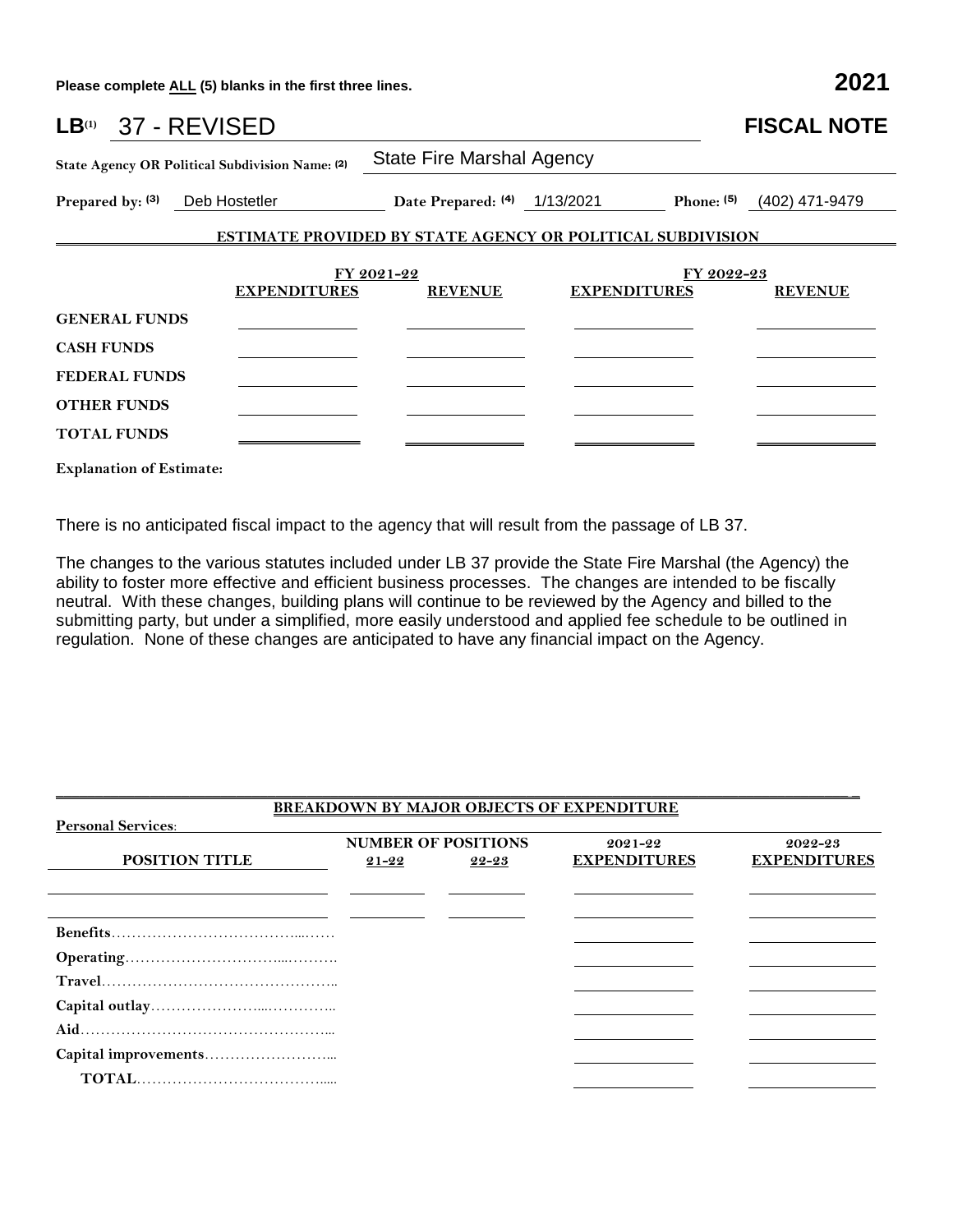Please complete ALL (5) blanks in the first three lines.

**2021**

**LB**(1) 37 - REVISED

**FISCAL NOTE**

**State Agency OR Political Subdivision Name:** (2) State Fire Marshal Agency

**Prepared by:** (3) Deb Hostetler **Date Prepared:** (4) 1/13/2021 **Phone:** (5) (402) 471-9479

**ESTIMATE PROVIDED BY STATE AGENCY OR POLITICAL SUBDIVISION**

| | FY 2021-22 | | FY 2022-23 | |
|---|---|---|---|---|
| | **EXPENDITURES** | **REVENUE** | **EXPENDITURES** | **REVENUE** |
| **GENERAL FUNDS** | | | | |
| **CASH FUNDS** | | | | |
| **FEDERAL FUNDS** | | | | |
| **OTHER FUNDS** | | | | |
| **TOTAL FUNDS** | | | | |

**Explanation of Estimate:**

There is no anticipated fiscal impact to the agency that will result from the passage of LB 37.

The changes to the various statutes included under LB 37 provide the State Fire Marshal (the Agency) the ability to foster more effective and efficient business processes. The changes are intended to be fiscally neutral. With these changes, building plans will continue to be reviewed by the Agency and billed to the submitting party, but under a simplified, more easily understood and applied fee schedule to be outlined in regulation. None of these changes are anticipated to have any financial impact on the Agency.

**BREAKDOWN BY MAJOR OBJECTS OF EXPENDITURE**

**Personal Services:**

| POSITION TITLE | NUMBER OF POSITIONS 21-22 | NUMBER OF POSITIONS 22-23 | 2021-22 EXPENDITURES | 2022-23 EXPENDITURES |
|---|---|---|---|---|
| | | | | |
| | | | | |
| **Benefits** | | | | |
| **Operating** | | | | |
| **Travel** | | | | |
| **Capital outlay** | | | | |
| **Aid** | | | | |
| **Capital improvements** | | | | |
| **TOTAL** | | | | |